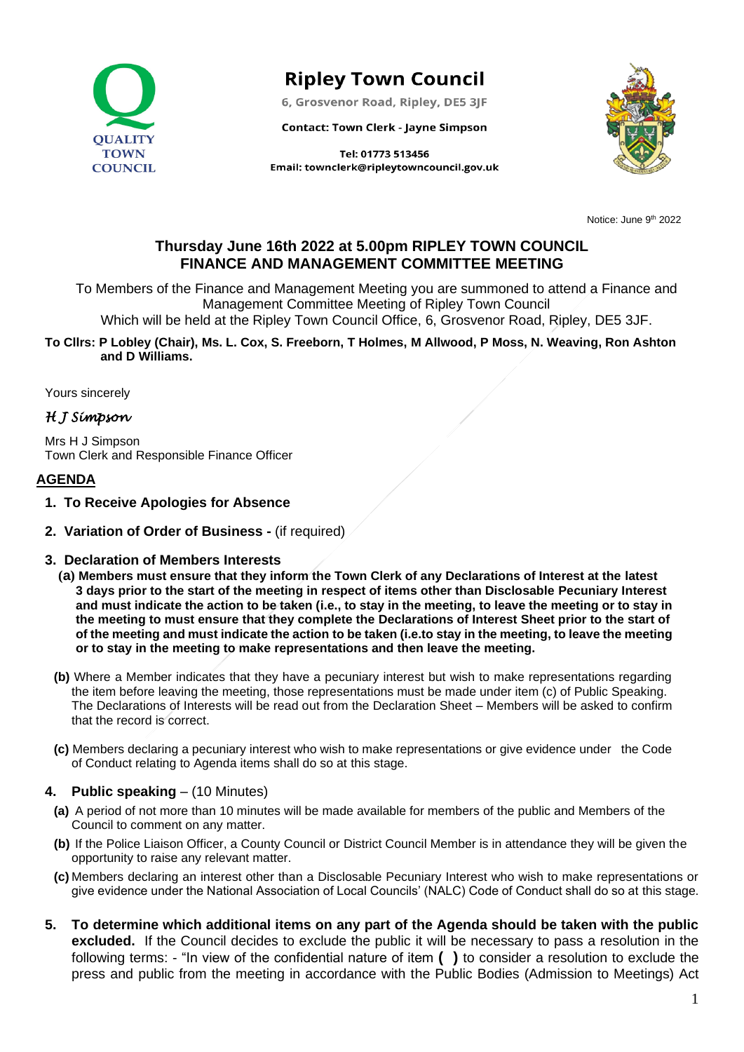QUALITY TOWN COUNCIL

# Ripley Town Council

6, Grosvenor Road, Ripley, DE5 3JF

**Contact: Town Clerk - Jayne Simpson**

**Tel: 01773 513456**
**Email: townclerk@ripleytowncouncil.gov.uk**

Notice: June 9th 2022

## Thursday June 16th 2022 at 5.00pm RIPLEY TOWN COUNCIL FINANCE AND MANAGEMENT COMMITTEE MEETING

To Members of the Finance and Management Meeting you are summoned to attend a Finance and Management Committee Meeting of Ripley Town Council
Which will be held at the Ripley Town Council Office, 6, Grosvenor Road, Ripley, DE5 3JF.

**To Cllrs: P Lobley (Chair), Ms. L. Cox, S. Freeborn, T Holmes, M Allwood, P Moss, N. Weaving, Ron Ashton and D Williams.**

Yours sincerely

*H J Simpson*

Mrs H J Simpson
Town Clerk and Responsible Finance Officer

## AGENDA

1. **To Receive Apologies for Absence**

2. **Variation of Order of Business -** (if required)

3. **Declaration of Members Interests**
   **(a) Members must ensure that they inform the Town Clerk of any Declarations of Interest at the latest 3 days prior to the start of the meeting in respect of items other than Disclosable Pecuniary Interest and must indicate the action to be taken (i.e., to stay in the meeting, to leave the meeting or to stay in the meeting to must ensure that they complete the Declarations of Interest Sheet prior to the start of of the meeting and must indicate the action to be taken (i.e.to stay in the meeting, to leave the meeting or to stay in the meeting to make representations and then leave the meeting.**

   **(b)** Where a Member indicates that they have a pecuniary interest but wish to make representations regarding the item before leaving the meeting, those representations must be made under item (c) of Public Speaking. The Declarations of Interests will be read out from the Declaration Sheet – Members will be asked to confirm that the record is correct.

   **(c)** Members declaring a pecuniary interest who wish to make representations or give evidence under the Code of Conduct relating to Agenda items shall do so at this stage.

4. **Public speaking** – (10 Minutes)
   **(a)** A period of not more than 10 minutes will be made available for members of the public and Members of the Council to comment on any matter.
   **(b)** If the Police Liaison Officer, a County Council or District Council Member is in attendance they will be given the opportunity to raise any relevant matter.
   **(c)** Members declaring an interest other than a Disclosable Pecuniary Interest who wish to make representations or give evidence under the National Association of Local Councils' (NALC) Code of Conduct shall do so at this stage.

5. **To determine which additional items on any part of the Agenda should be taken with the public excluded.** If the Council decides to exclude the public it will be necessary to pass a resolution in the following terms: - "In view of the confidential nature of item **( )** to consider a resolution to exclude the press and public from the meeting in accordance with the Public Bodies (Admission to Meetings) Act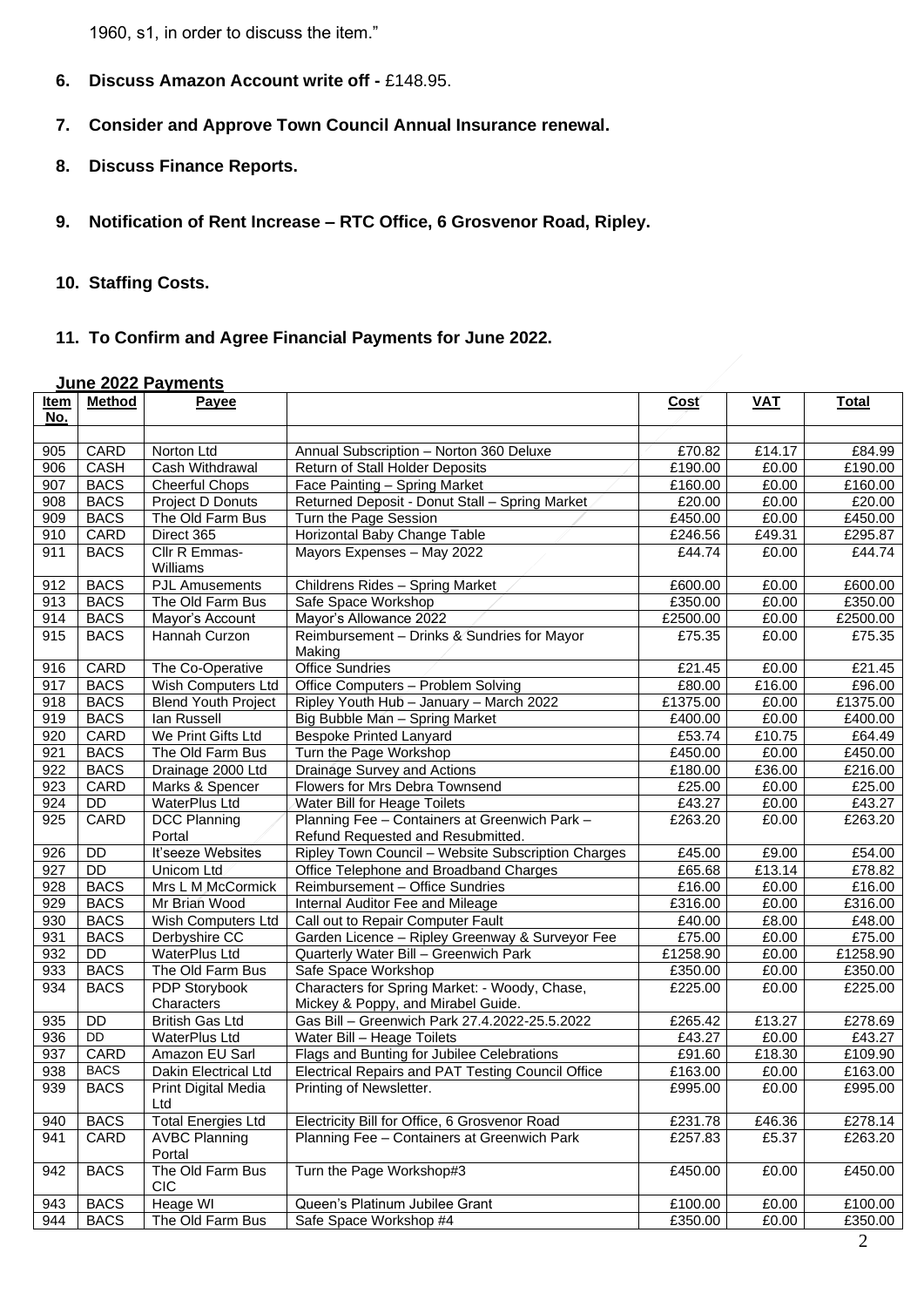1960, s1, in order to discuss the item."

6. **Discuss Amazon Account write off -** £148.95.

7. **Consider and Approve Town Council Annual Insurance renewal.**

8. **Discuss Finance Reports.**

9. **Notification of Rent Increase – RTC Office, 6 Grosvenor Road, Ripley.**

10. **Staffing Costs.**

11. **To Confirm and Agree Financial Payments for June 2022.**

**June 2022 Payments**

| Item No. | Method | Payee | | Cost | VAT | Total |
|---|---|---|---|---|---|---|
| | | | | | | |
| 905 | CARD | Norton Ltd | Annual Subscription – Norton 360 Deluxe | £70.82 | £14.17 | £84.99 |
| 906 | CASH | Cash Withdrawal | Return of Stall Holder Deposits | £190.00 | £0.00 | £190.00 |
| 907 | BACS | Cheerful Chops | Face Painting – Spring Market | £160.00 | £0.00 | £160.00 |
| 908 | BACS | Project D Donuts | Returned Deposit - Donut Stall – Spring Market | £20.00 | £0.00 | £20.00 |
| 909 | BACS | The Old Farm Bus | Turn the Page Session | £450.00 | £0.00 | £450.00 |
| 910 | CARD | Direct 365 | Horizontal Baby Change Table | £246.56 | £49.31 | £295.87 |
| 911 | BACS | Cllr R Emmas-Williams | Mayors Expenses – May 2022 | £44.74 | £0.00 | £44.74 |
| 912 | BACS | PJL Amusements | Childrens Rides – Spring Market | £600.00 | £0.00 | £600.00 |
| 913 | BACS | The Old Farm Bus | Safe Space Workshop | £350.00 | £0.00 | £350.00 |
| 914 | BACS | Mayor's Account | Mayor's Allowance 2022 | £2500.00 | £0.00 | £2500.00 |
| 915 | BACS | Hannah Curzon | Reimbursement – Drinks & Sundries for Mayor Making | £75.35 | £0.00 | £75.35 |
| 916 | CARD | The Co-Operative | Office Sundries | £21.45 | £0.00 | £21.45 |
| 917 | BACS | Wish Computers Ltd | Office Computers – Problem Solving | £80.00 | £16.00 | £96.00 |
| 918 | BACS | Blend Youth Project | Ripley Youth Hub – January – March 2022 | £1375.00 | £0.00 | £1375.00 |
| 919 | BACS | Ian Russell | Big Bubble Man – Spring Market | £400.00 | £0.00 | £400.00 |
| 920 | CARD | We Print Gifts Ltd | Bespoke Printed Lanyard | £53.74 | £10.75 | £64.49 |
| 921 | BACS | The Old Farm Bus | Turn the Page Workshop | £450.00 | £0.00 | £450.00 |
| 922 | BACS | Drainage 2000 Ltd | Drainage Survey and Actions | £180.00 | £36.00 | £216.00 |
| 923 | CARD | Marks & Spencer | Flowers for Mrs Debra Townsend | £25.00 | £0.00 | £25.00 |
| 924 | DD | WaterPlus Ltd | Water Bill for Heage Toilets | £43.27 | £0.00 | £43.27 |
| 925 | CARD | DCC Planning Portal | Planning Fee – Containers at Greenwich Park – Refund Requested and Resubmitted. | £263.20 | £0.00 | £263.20 |
| 926 | DD | It'seeze Websites | Ripley Town Council – Website Subscription Charges | £45.00 | £9.00 | £54.00 |
| 927 | DD | Unicom Ltd | Office Telephone and Broadband Charges | £65.68 | £13.14 | £78.82 |
| 928 | BACS | Mrs L M McCormick | Reimbursement – Office Sundries | £16.00 | £0.00 | £16.00 |
| 929 | BACS | Mr Brian Wood | Internal Auditor Fee and Mileage | £316.00 | £0.00 | £316.00 |
| 930 | BACS | Wish Computers Ltd | Call out to Repair Computer Fault | £40.00 | £8.00 | £48.00 |
| 931 | BACS | Derbyshire CC | Garden Licence – Ripley Greenway & Surveyor Fee | £75.00 | £0.00 | £75.00 |
| 932 | DD | WaterPlus Ltd | Quarterly Water Bill – Greenwich Park | £1258.90 | £0.00 | £1258.90 |
| 933 | BACS | The Old Farm Bus | Safe Space Workshop | £350.00 | £0.00 | £350.00 |
| 934 | BACS | PDP Storybook Characters | Characters for Spring Market: - Woody, Chase, Mickey & Poppy, and Mirabel Guide. | £225.00 | £0.00 | £225.00 |
| 935 | DD | British Gas Ltd | Gas Bill – Greenwich Park 27.4.2022-25.5.2022 | £265.42 | £13.27 | £278.69 |
| 936 | DD | WaterPlus Ltd | Water Bill – Heage Toilets | £43.27 | £0.00 | £43.27 |
| 937 | CARD | Amazon EU Sarl | Flags and Bunting for Jubilee Celebrations | £91.60 | £18.30 | £109.90 |
| 938 | BACS | Dakin Electrical Ltd | Electrical Repairs and PAT Testing Council Office | £163.00 | £0.00 | £163.00 |
| 939 | BACS | Print Digital Media Ltd | Printing of Newsletter. | £995.00 | £0.00 | £995.00 |
| 940 | BACS | Total Energies Ltd | Electricity Bill for Office, 6 Grosvenor Road | £231.78 | £46.36 | £278.14 |
| 941 | CARD | AVBC Planning Portal | Planning Fee – Containers at Greenwich Park | £257.83 | £5.37 | £263.20 |
| 942 | BACS | The Old Farm Bus CIC | Turn the Page Workshop#3 | £450.00 | £0.00 | £450.00 |
| 943 | BACS | Heage WI | Queen's Platinum Jubilee Grant | £100.00 | £0.00 | £100.00 |
| 944 | BACS | The Old Farm Bus | Safe Space Workshop #4 | £350.00 | £0.00 | £350.00 |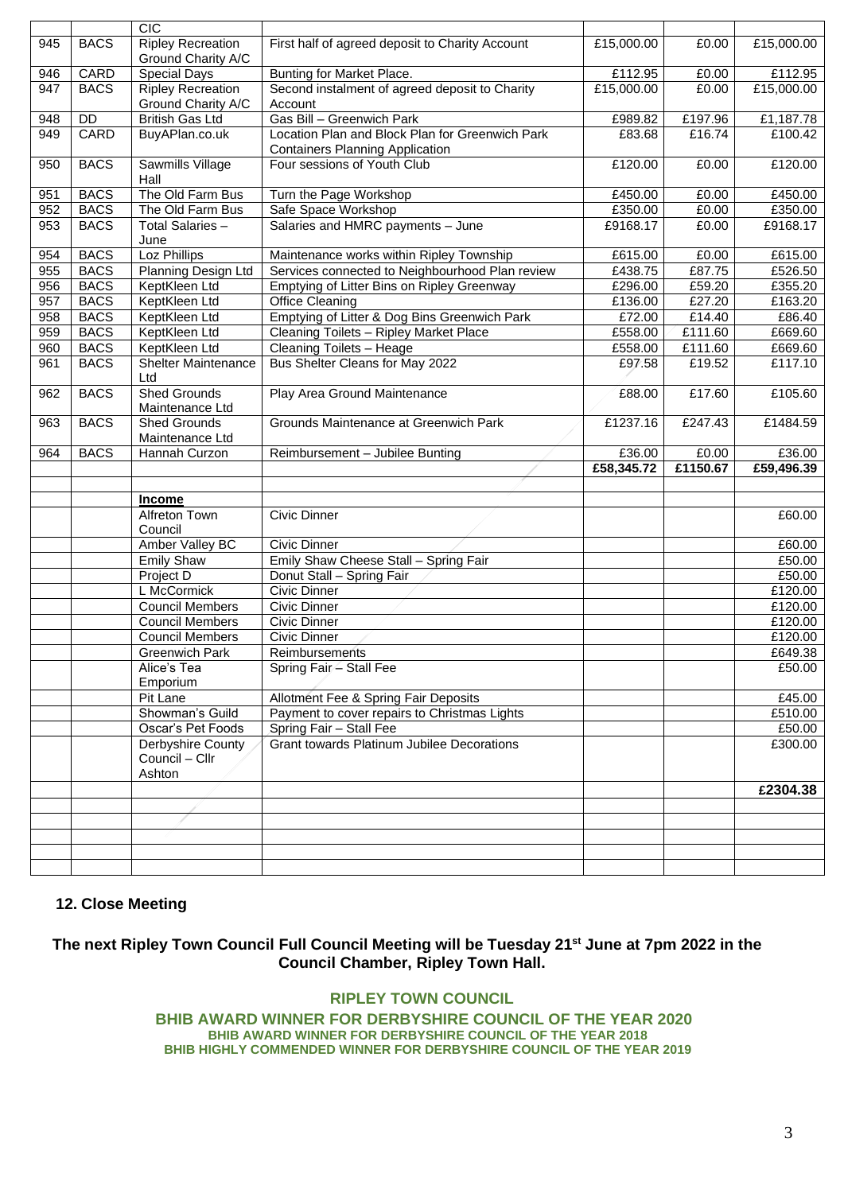| | | | | | | |
|---|---|---|---|---|---|---|
| | | CIC | | | | |
| 945 | BACS | Ripley Recreation Ground Charity A/C | First half of agreed deposit to Charity Account | £15,000.00 | £0.00 | £15,000.00 |
| 946 | CARD | Special Days | Bunting for Market Place. | £112.95 | £0.00 | £112.95 |
| 947 | BACS | Ripley Recreation Ground Charity A/C | Second instalment of agreed deposit to Charity Account | £15,000.00 | £0.00 | £15,000.00 |
| 948 | DD | British Gas Ltd | Gas Bill – Greenwich Park | £989.82 | £197.96 | £1,187.78 |
| 949 | CARD | BuyAPlan.co.uk | Location Plan and Block Plan for Greenwich Park Containers Planning Application | £83.68 | £16.74 | £100.42 |
| 950 | BACS | Sawmills Village Hall | Four sessions of Youth Club | £120.00 | £0.00 | £120.00 |
| 951 | BACS | The Old Farm Bus | Turn the Page Workshop | £450.00 | £0.00 | £450.00 |
| 952 | BACS | The Old Farm Bus | Safe Space Workshop | £350.00 | £0.00 | £350.00 |
| 953 | BACS | Total Salaries – June | Salaries and HMRC payments – June | £9168.17 | £0.00 | £9168.17 |
| 954 | BACS | Loz Phillips | Maintenance works within Ripley Township | £615.00 | £0.00 | £615.00 |
| 955 | BACS | Planning Design Ltd | Services connected to Neighbourhood Plan review | £438.75 | £87.75 | £526.50 |
| 956 | BACS | KeptKleen Ltd | Emptying of Litter Bins on Ripley Greenway | £296.00 | £59.20 | £355.20 |
| 957 | BACS | KeptKleen Ltd | Office Cleaning | £136.00 | £27.20 | £163.20 |
| 958 | BACS | KeptKleen Ltd | Emptying of Litter & Dog Bins Greenwich Park | £72.00 | £14.40 | £86.40 |
| 959 | BACS | KeptKleen Ltd | Cleaning Toilets – Ripley Market Place | £558.00 | £111.60 | £669.60 |
| 960 | BACS | KeptKleen Ltd | Cleaning Toilets – Heage | £558.00 | £111.60 | £669.60 |
| 961 | BACS | Shelter Maintenance Ltd | Bus Shelter Cleans for May 2022 | £97.58 | £19.52 | £117.10 |
| 962 | BACS | Shed Grounds Maintenance Ltd | Play Area Ground Maintenance | £88.00 | £17.60 | £105.60 |
| 963 | BACS | Shed Grounds Maintenance Ltd | Grounds Maintenance at Greenwich Park | £1237.16 | £247.43 | £1484.59 |
| 964 | BACS | Hannah Curzon | Reimbursement – Jubilee Bunting | £36.00 | £0.00 | £36.00 |
| | | | | **£58,345.72** | **£1150.67** | **£59,496.39** |
| | | | | | | |
| | | **Income** | | | | |
| | | Alfreton Town Council | Civic Dinner | | | £60.00 |
| | | Amber Valley BC | Civic Dinner | | | £60.00 |
| | | Emily Shaw | Emily Shaw Cheese Stall – Spring Fair | | | £50.00 |
| | | Project D | Donut Stall – Spring Fair | | | £50.00 |
| | | L McCormick | Civic Dinner | | | £120.00 |
| | | Council Members | Civic Dinner | | | £120.00 |
| | | Council Members | Civic Dinner | | | £120.00 |
| | | Council Members | Civic Dinner | | | £120.00 |
| | | Greenwich Park | Reimbursements | | | £649.38 |
| | | Alice's Tea Emporium | Spring Fair – Stall Fee | | | £50.00 |
| | | Pit Lane | Allotment Fee & Spring Fair Deposits | | | £45.00 |
| | | Showman's Guild | Payment to cover repairs to Christmas Lights | | | £510.00 |
| | | Oscar's Pet Foods | Spring Fair – Stall Fee | | | £50.00 |
| | | Derbyshire County Council – Cllr Ashton | Grant towards Platinum Jubilee Decorations | | | £300.00 |
| | | | | | | **£2304.38** |

## 12. Close Meeting

**The next Ripley Town Council Full Council Meeting will be Tuesday 21st June at 7pm 2022 in the Council Chamber, Ripley Town Hall.**

**RIPLEY TOWN COUNCIL**

**BHIB AWARD WINNER FOR DERBYSHIRE COUNCIL OF THE YEAR 2020**
**BHIB AWARD WINNER FOR DERBYSHIRE COUNCIL OF THE YEAR 2018**
**BHIB HIGHLY COMMENDED WINNER FOR DERBYSHIRE COUNCIL OF THE YEAR 2019**